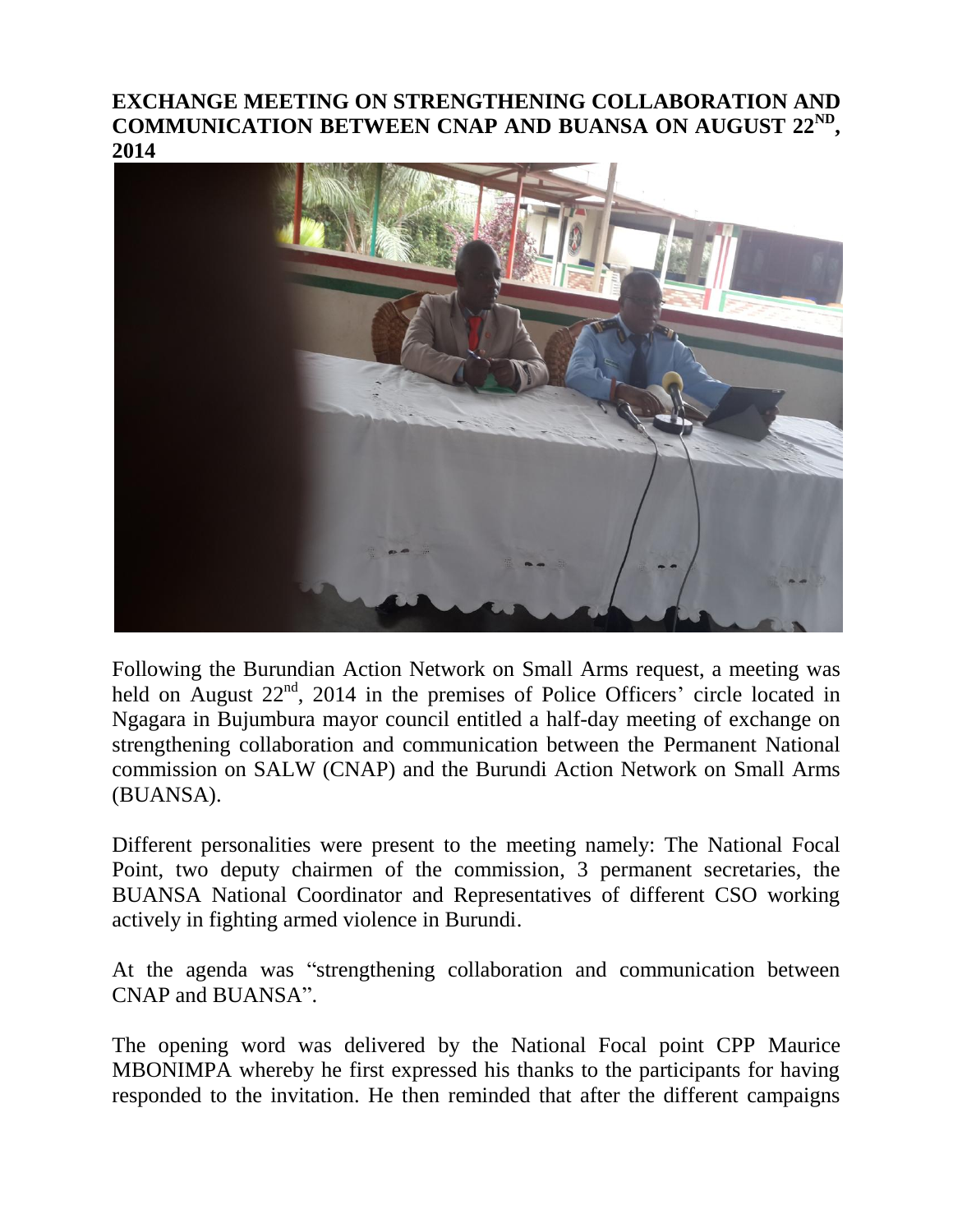# EXCHANGE MEETING ON STRENGTHENING COLLABORATION AND COMMUNICATION BETWEEN CNAP AND BUANSA ON AUGUST 22[ND], 2014

Following the Burundian Action Network on Small Arms request, a meeting was held on August 22[nd], 2014 in the premises of Police Officers' circle located in Ngagara in Bujumbura mayor council entitled a half-day meeting of exchange on strengthening collaboration and communication between the Permanent National commission on SALW (CNAP) and the Burundi Action Network on Small Arms (BUANSA).

Different personalities were present to the meeting namely: The National Focal Point, two deputy chairmen of the commission, 3 permanent secretaries, the BUANSA National Coordinator and Representatives of different CSO working actively in fighting armed violence in Burundi.

At the agenda was "strengthening collaboration and communication between CNAP and BUANSA".

The opening word was delivered by the National Focal point CPP Maurice MBONIMPA whereby he first expressed his thanks to the participants for having responded to the invitation. He then reminded that after the different campaigns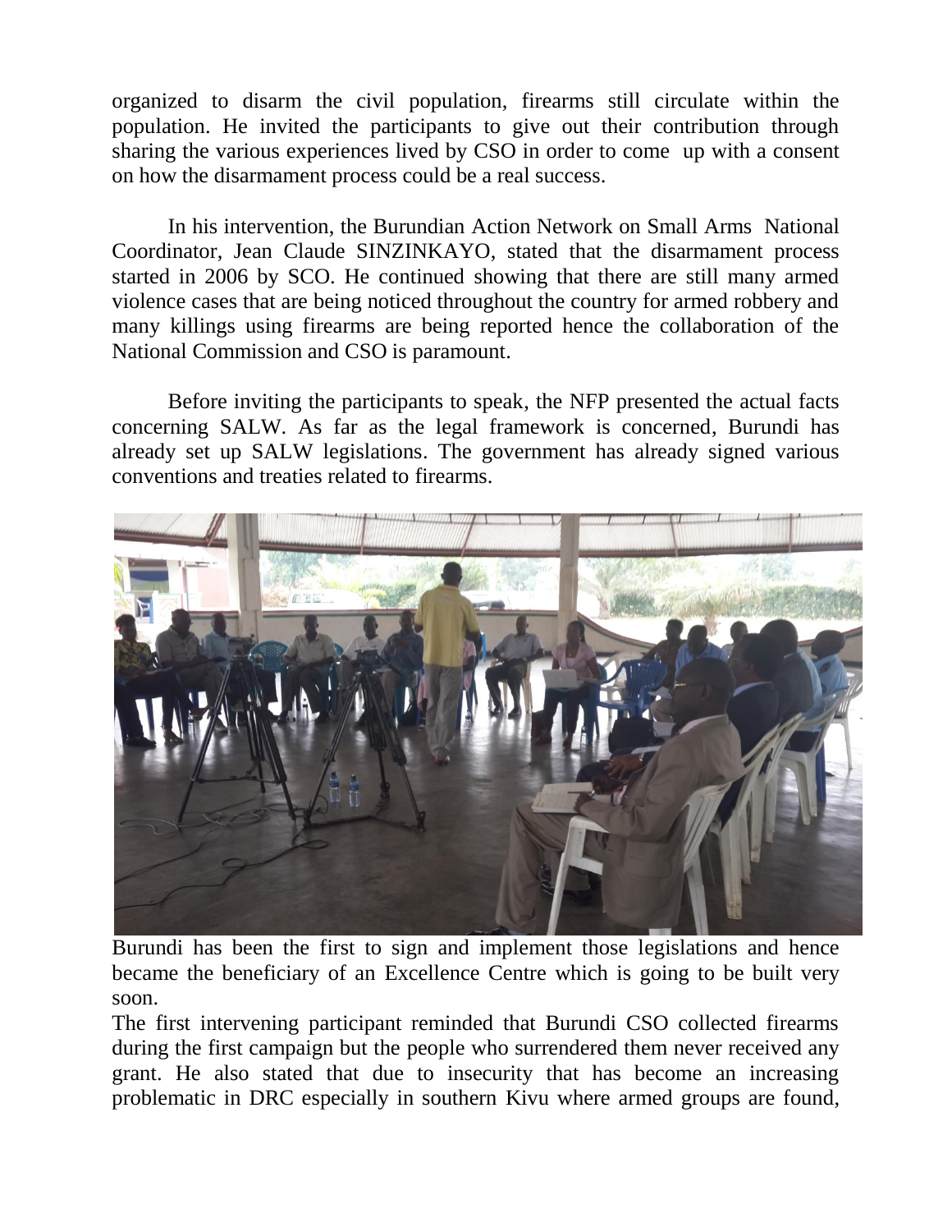organized to disarm the civil population, firearms still circulate within the population. He invited the participants to give out their contribution through sharing the various experiences lived by CSO in order to come up with a consent on how the disarmament process could be a real success.

In his intervention, the Burundian Action Network on Small Arms National Coordinator, Jean Claude SINZINKAYO, stated that the disarmament process started in 2006 by SCO. He continued showing that there are still many armed violence cases that are being noticed throughout the country for armed robbery and many killings using firearms are being reported hence the collaboration of the National Commission and CSO is paramount.

Before inviting the participants to speak, the NFP presented the actual facts concerning SALW. As far as the legal framework is concerned, Burundi has already set up SALW legislations. The government has already signed various conventions and treaties related to firearms.

Burundi has been the first to sign and implement those legislations and hence became the beneficiary of an Excellence Centre which is going to be built very soon.

The first intervening participant reminded that Burundi CSO collected firearms during the first campaign but the people who surrendered them never received any grant. He also stated that due to insecurity that has become an increasing problematic in DRC especially in southern Kivu where armed groups are found,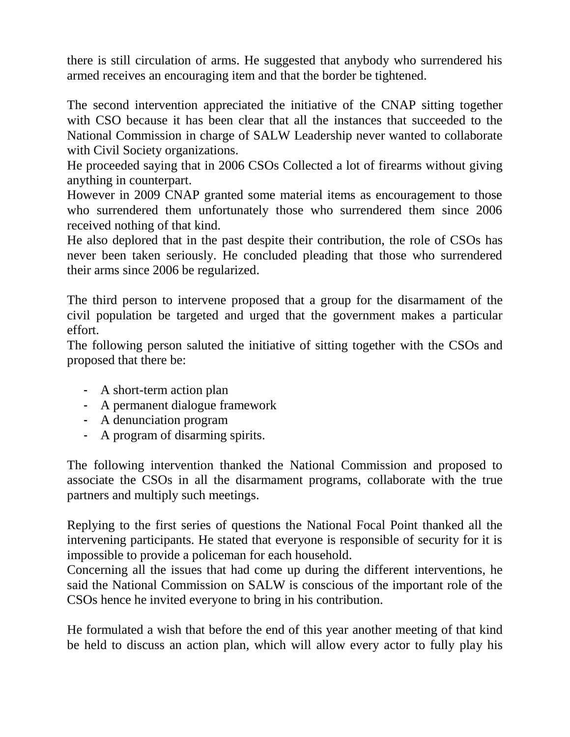there is still circulation of arms. He suggested that anybody who surrendered his armed receives an encouraging item and that the border be tightened.

The second intervention appreciated the initiative of the CNAP sitting together with CSO because it has been clear that all the instances that succeeded to the National Commission in charge of SALW Leadership never wanted to collaborate with Civil Society organizations.
He proceeded saying that in 2006 CSOs Collected a lot of firearms without giving anything in counterpart.
However in 2009 CNAP granted some material items as encouragement to those who surrendered them unfortunately those who surrendered them since 2006 received nothing of that kind.
He also deplored that in the past despite their contribution, the role of CSOs has never been taken seriously. He concluded pleading that those who surrendered their arms since 2006 be regularized.

The third person to intervene proposed that a group for the disarmament of the civil population be targeted and urged that the government makes a particular effort.
The following person saluted the initiative of sitting together with the CSOs and proposed that there be:

- A short-term action plan
- A permanent dialogue framework
- A denunciation program
- A program of disarming spirits.

The following intervention thanked the National Commission and proposed to associate the CSOs in all the disarmament programs, collaborate with the true partners and multiply such meetings.

Replying to the first series of questions the National Focal Point thanked all the intervening participants. He stated that everyone is responsible of security for it is impossible to provide a policeman for each household.
Concerning all the issues that had come up during the different interventions, he said the National Commission on SALW is conscious of the important role of the CSOs hence he invited everyone to bring in his contribution.

He formulated a wish that before the end of this year another meeting of that kind be held to discuss an action plan, which will allow every actor to fully play his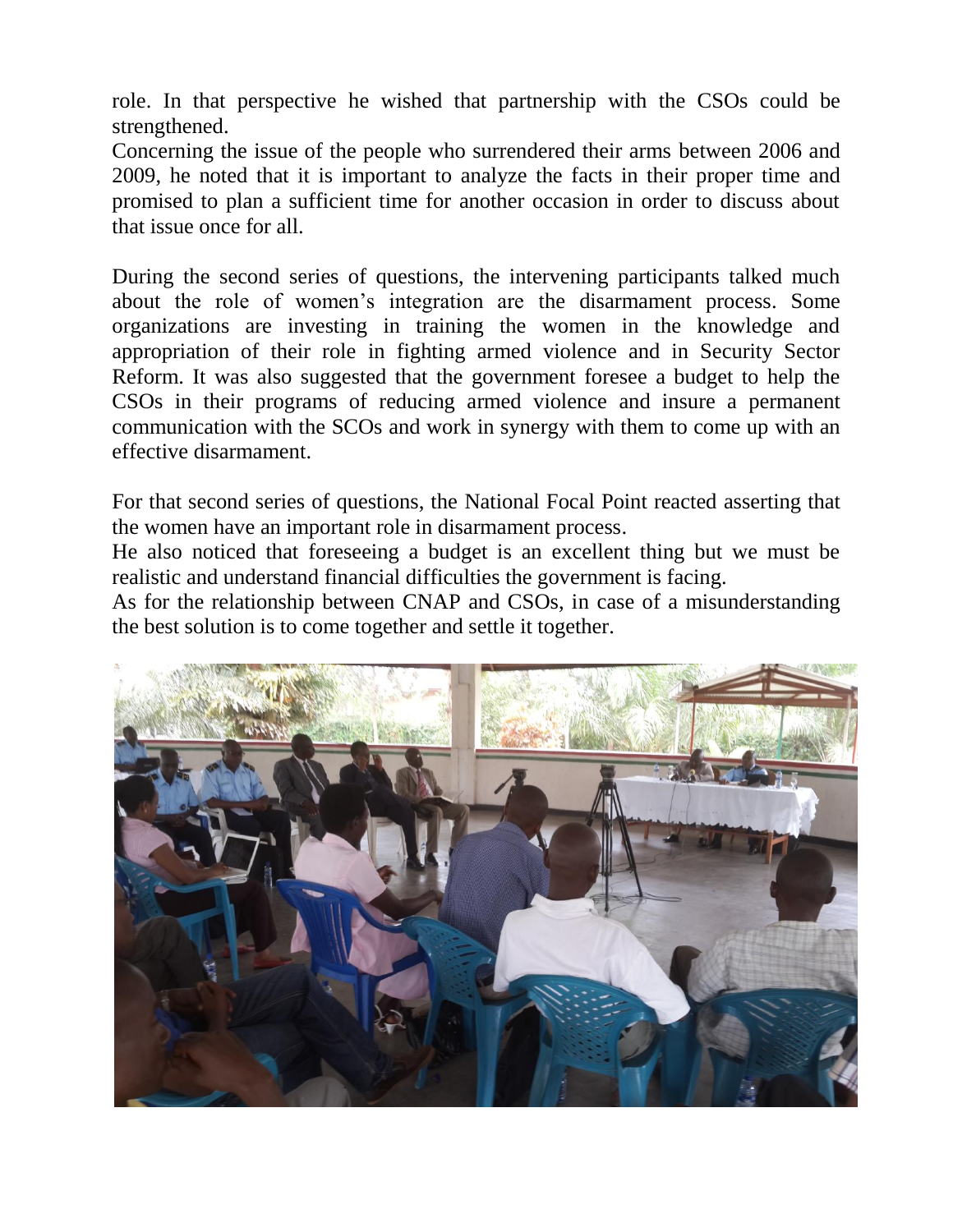role. In that perspective he wished that partnership with the CSOs could be strengthened.

Concerning the issue of the people who surrendered their arms between 2006 and 2009, he noted that it is important to analyze the facts in their proper time and promised to plan a sufficient time for another occasion in order to discuss about that issue once for all.

During the second series of questions, the intervening participants talked much about the role of women's integration are the disarmament process. Some organizations are investing in training the women in the knowledge and appropriation of their role in fighting armed violence and in Security Sector Reform. It was also suggested that the government foresee a budget to help the CSOs in their programs of reducing armed violence and insure a permanent communication with the SCOs and work in synergy with them to come up with an effective disarmament.

For that second series of questions, the National Focal Point reacted asserting that the women have an important role in disarmament process.

He also noticed that foreseeing a budget is an excellent thing but we must be realistic and understand financial difficulties the government is facing.

As for the relationship between CNAP and CSOs, in case of a misunderstanding the best solution is to come together and settle it together.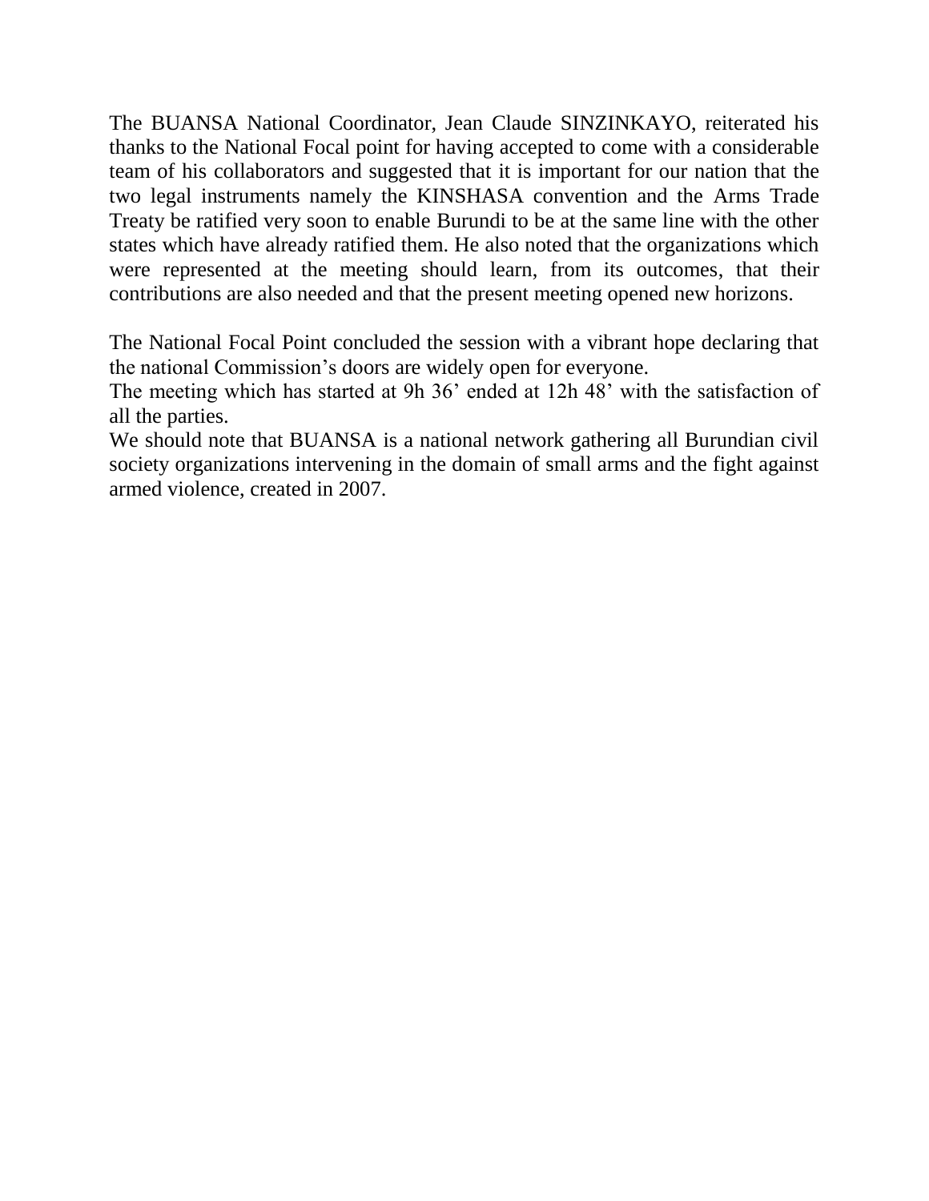The BUANSA National Coordinator, Jean Claude SINZINKAYO, reiterated his thanks to the National Focal point for having accepted to come with a considerable team of his collaborators and suggested that it is important for our nation that the two legal instruments namely the KINSHASA convention and the Arms Trade Treaty be ratified very soon to enable Burundi to be at the same line with the other states which have already ratified them. He also noted that the organizations which were represented at the meeting should learn, from its outcomes, that their contributions are also needed and that the present meeting opened new horizons.

The National Focal Point concluded the session with a vibrant hope declaring that the national Commission's doors are widely open for everyone.
The meeting which has started at 9h 36' ended at 12h 48' with the satisfaction of all the parties.
We should note that BUANSA is a national network gathering all Burundian civil society organizations intervening in the domain of small arms and the fight against armed violence, created in 2007.